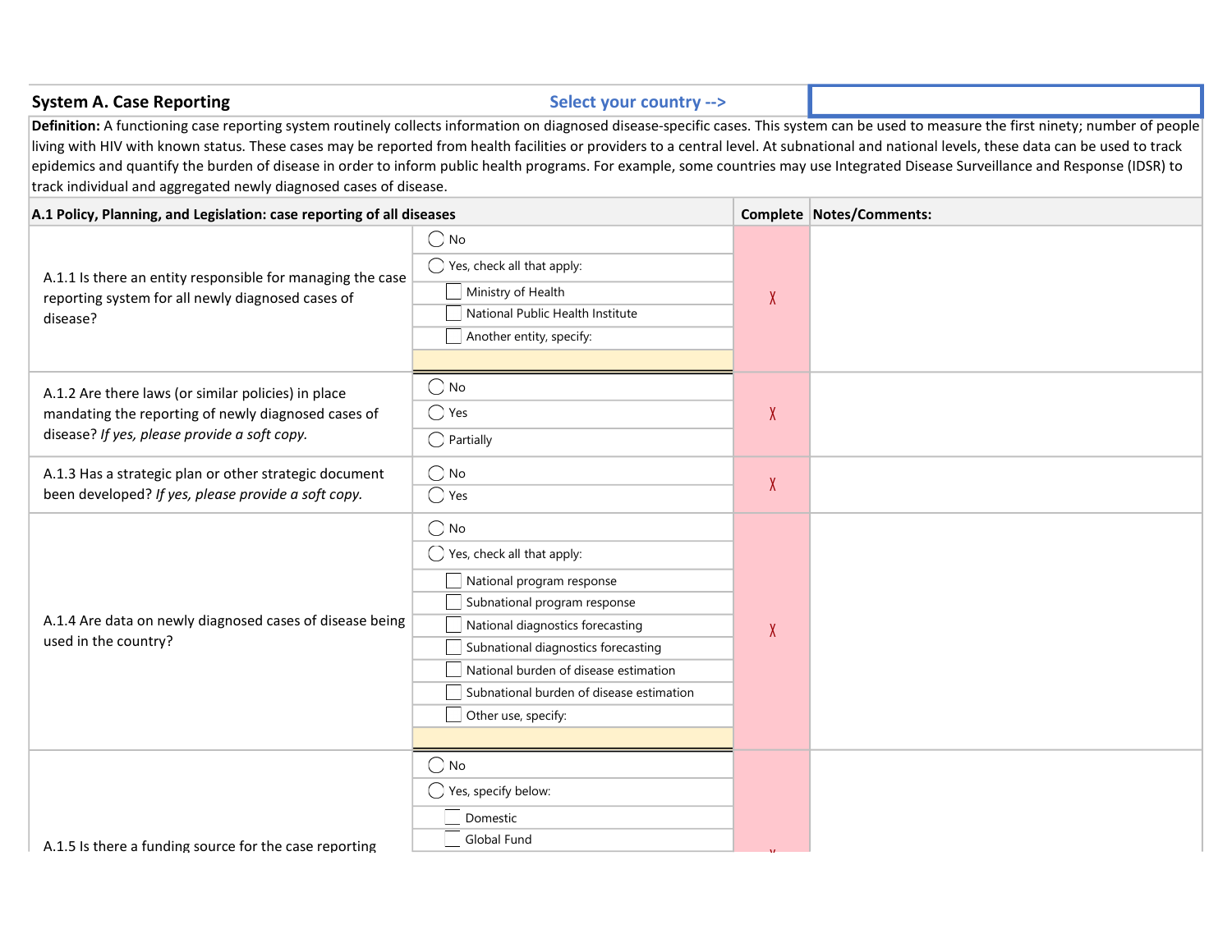## System A. Case Reporting

**Select your country -->**

**Definition:** A functioning case reporting system routinely collects information on diagnosed disease-specific cases. This system can be used to measure the first ninety; number of people living with HIV with known status. These cases may be reported from health facilities or providers to a central level. At subnational and national levels, these data can be used to track epidemics and quantify the burden of disease in order to inform public health programs. For example, some countries may use Integrated Disease Surveillance and Response (IDSR) to track individual and aggregated newly diagnosed cases of disease.

| A.1 Policy, Planning, and Legislation: case reporting of all diseases | | Complete | Notes/Comments: |
|---|---|---|---|
| A.1.1 Is there an entity responsible for managing the case reporting system for all newly diagnosed cases of disease? | ◯ No<br>◯ Yes, check all that apply:<br>☐ Ministry of Health<br>☐ National Public Health Institute<br>☐ Another entity, specify: | X | |
| A.1.2 Are there laws (or similar policies) in place mandating the reporting of newly diagnosed cases of disease? *If yes, please provide a soft copy.* | ◯ No<br>◯ Yes<br>◯ Partially | X | |
| A.1.3 Has a strategic plan or other strategic document been developed? *If yes, please provide a soft copy.* | ◯ No<br>◯ Yes | X | |
| A.1.4 Are data on newly diagnosed cases of disease being used in the country? | ◯ No<br>◯ Yes, check all that apply:<br>☐ National program response<br>☐ Subnational program response<br>☐ National diagnostics forecasting<br>☐ Subnational diagnostics forecasting<br>☐ National burden of disease estimation<br>☐ Subnational burden of disease estimation<br>☐ Other use, specify: | X | |
| A.1.5 Is there a funding source for the case reporting | ◯ No<br>◯ Yes, specify below:<br>☐ Domestic<br>☐ Global Fund | X | |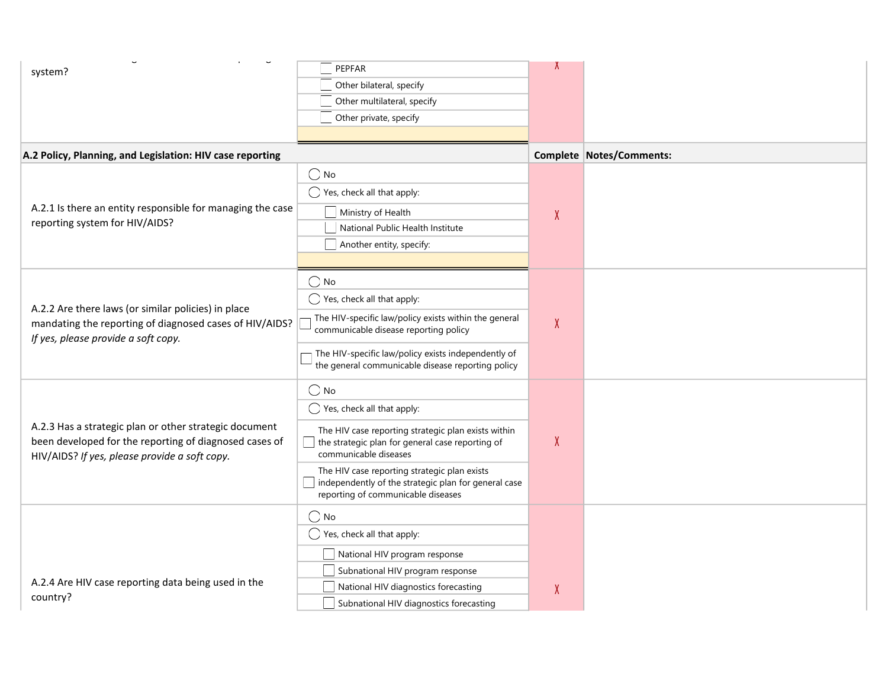| | | | |
|---|---|---|---|
| system? | ☐ PEPFAR<br>☐ Other bilateral, specify<br>☐ Other multilateral, specify<br>☐ Other private, specify | X | |
| **A.2 Policy, Planning, and Legislation: HIV case reporting** | | **Complete** | **Notes/Comments:** |
| A.2.1 Is there an entity responsible for managing the case reporting system for HIV/AIDS? | ◯ No<br>◯ Yes, check all that apply:<br>☐ Ministry of Health<br>☐ National Public Health Institute<br>☐ Another entity, specify: | X | |
| A.2.2 Are there laws (or similar policies) in place mandating the reporting of diagnosed cases of HIV/AIDS? *If yes, please provide a soft copy.* | ◯ No<br>◯ Yes, check all that apply:<br>☐ The HIV-specific law/policy exists within the general communicable disease reporting policy<br>☐ The HIV-specific law/policy exists independently of the general communicable disease reporting policy | X | |
| A.2.3 Has a strategic plan or other strategic document been developed for the reporting of diagnosed cases of HIV/AIDS? *If yes, please provide a soft copy.* | ◯ No<br>◯ Yes, check all that apply:<br>☐ The HIV case reporting strategic plan exists within the strategic plan for general case reporting of communicable diseases<br>☐ The HIV case reporting strategic plan exists independently of the strategic plan for general case reporting of communicable diseases | X | |
| A.2.4 Are HIV case reporting data being used in the country? | ◯ No<br>◯ Yes, check all that apply:<br>☐ National HIV program response<br>☐ Subnational HIV program response<br>☐ National HIV diagnostics forecasting<br>☐ Subnational HIV diagnostics forecasting | X | |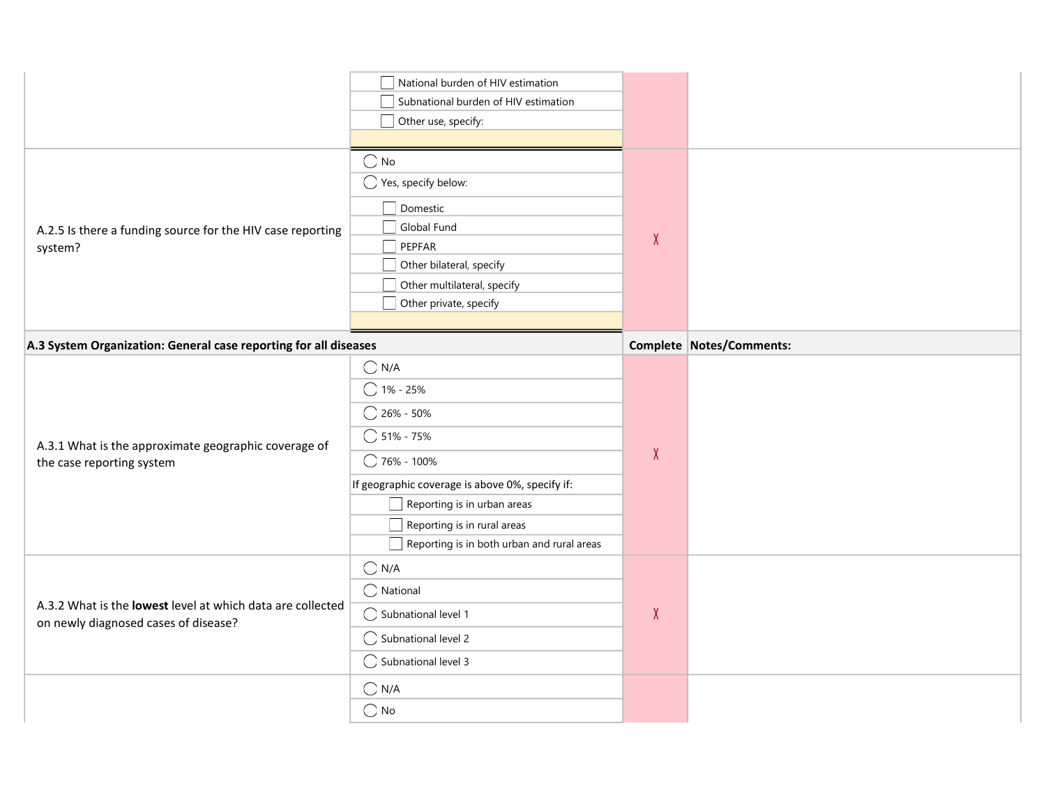| | | | |
|---|---|---|---|
| | ☐ National burden of HIV estimation<br>☐ Subnational burden of HIV estimation<br>☐ Other use, specify: | | |
| A.2.5 Is there a funding source for the HIV case reporting system? | ◯ No<br>◯ Yes, specify below:<br>☐ Domestic<br>☐ Global Fund<br>☐ PEPFAR<br>☐ Other bilateral, specify<br>☐ Other multilateral, specify<br>☐ Other private, specify | X | |

| A.3 System Organization: General case reporting for all diseases | | Complete | Notes/Comments: |
|---|---|---|---|
| A.3.1 What is the approximate geographic coverage of the case reporting system | ◯ N/A<br>◯ 1% - 25%<br>◯ 26% - 50%<br>◯ 51% - 75%<br>◯ 76% - 100%<br>If geographic coverage is above 0%, specify if:<br>☐ Reporting is in urban areas<br>☐ Reporting is in rural areas<br>☐ Reporting is in both urban and rural areas | X | |
| A.3.2 What is the **lowest** level at which data are collected on newly diagnosed cases of disease? | ◯ N/A<br>◯ National<br>◯ Subnational level 1<br>◯ Subnational level 2<br>◯ Subnational level 3 | X | |
| | ◯ N/A<br>◯ No | | |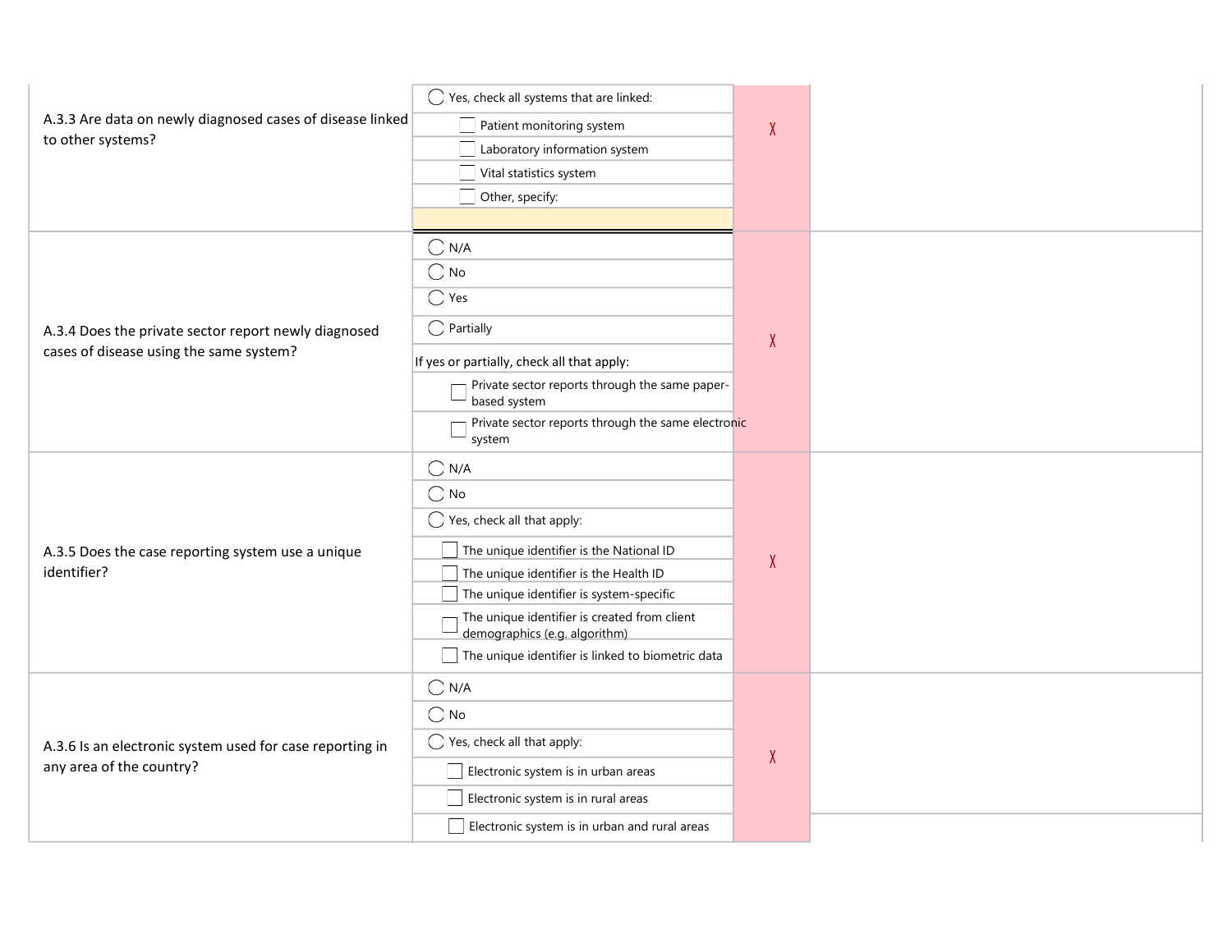| Question | Response | | Comments |
| --- | --- | --- | --- |
| A.3.3 Are data on newly diagnosed cases of disease linked to other systems? | ◯ Yes, check all systems that are linked:<br>☐ Patient monitoring system<br>☐ Laboratory information system<br>☐ Vital statistics system<br>☐ Other, specify: | X | |
| A.3.4 Does the private sector report newly diagnosed cases of disease using the same system? | ◯ N/A<br>◯ No<br>◯ Yes<br>◯ Partially<br>If yes or partially, check all that apply:<br>☐ Private sector reports through the same paper-based system<br>☐ Private sector reports through the same electronic system | X | |
| A.3.5 Does the case reporting system use a unique identifier? | ◯ N/A<br>◯ No<br>◯ Yes, check all that apply:<br>☐ The unique identifier is the National ID<br>☐ The unique identifier is the Health ID<br>☐ The unique identifier is system-specific<br>☐ The unique identifier is created from client demographics (e.g. algorithm)<br>☐ The unique identifier is linked to biometric data | X | |
| A.3.6 Is an electronic system used for case reporting in any area of the country? | ◯ N/A<br>◯ No<br>◯ Yes, check all that apply:<br>☐ Electronic system is in urban areas<br>☐ Electronic system is in rural areas<br>☐ Electronic system is in urban and rural areas | X | |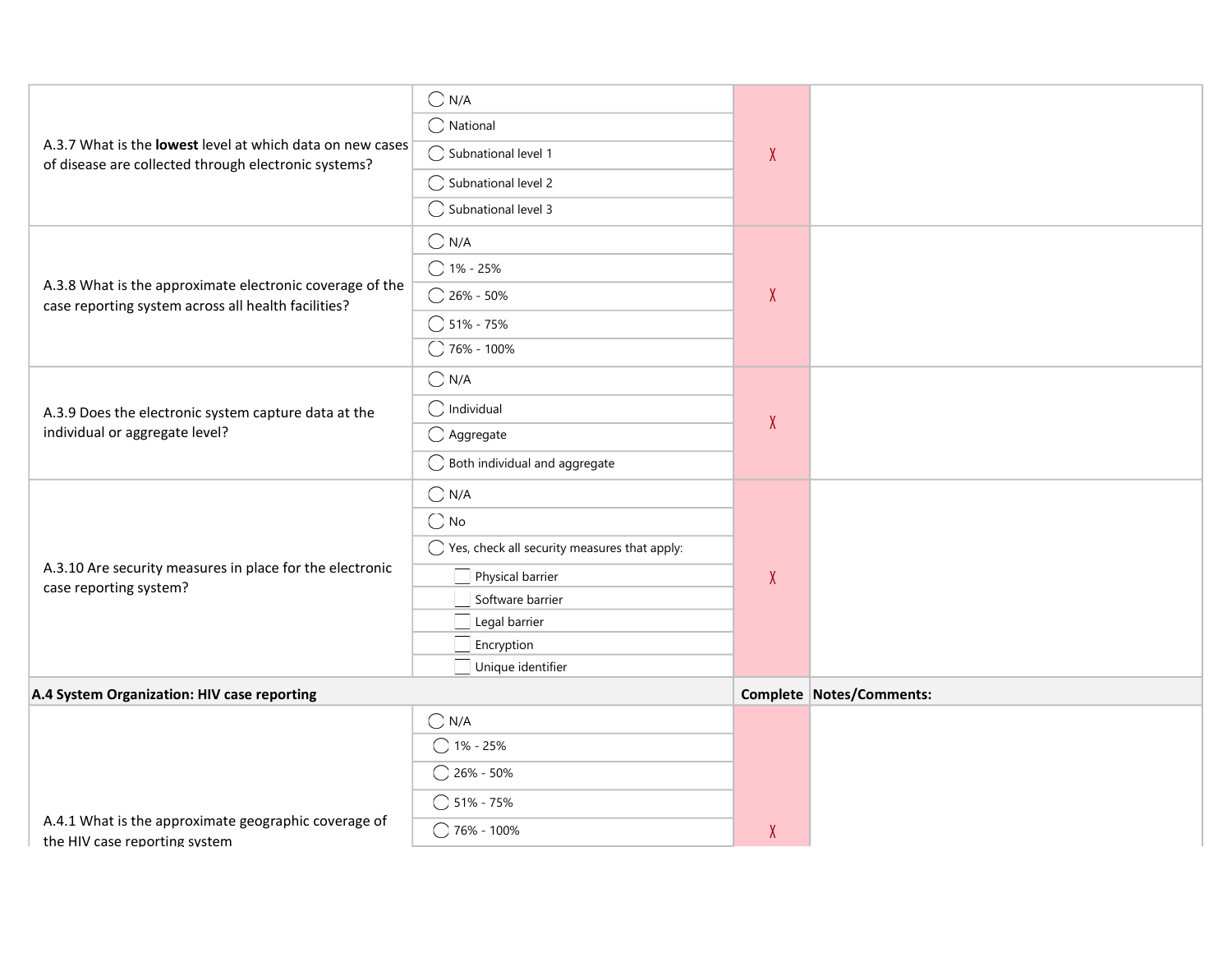| | | | |
|---|---|---|---|
| A.3.7 What is the **lowest** level at which data on new cases of disease are collected through electronic systems? | ◯ N/A<br>◯ National<br>◯ Subnational level 1<br>◯ Subnational level 2<br>◯ Subnational level 3 | X | |
| A.3.8 What is the approximate electronic coverage of the case reporting system across all health facilities? | ◯ N/A<br>◯ 1% - 25%<br>◯ 26% - 50%<br>◯ 51% - 75%<br>◯ 76% - 100% | X | |
| A.3.9 Does the electronic system capture data at the individual or aggregate level? | ◯ N/A<br>◯ Individual<br>◯ Aggregate<br>◯ Both individual and aggregate | X | |
| A.3.10 Are security measures in place for the electronic case reporting system? | ◯ N/A<br>◯ No<br>◯ Yes, check all security measures that apply:<br>☐ Physical barrier<br>☐ Software barrier<br>☐ Legal barrier<br>☐ Encryption<br>☐ Unique identifier | X | |

| **A.4 System Organization: HIV case reporting** | | **Complete** | **Notes/Comments:** |
|---|---|---|---|
| A.4.1 What is the approximate geographic coverage of the HIV case reporting system | ◯ N/A<br>◯ 1% - 25%<br>◯ 26% - 50%<br>◯ 51% - 75%<br>◯ 76% - 100% | X | |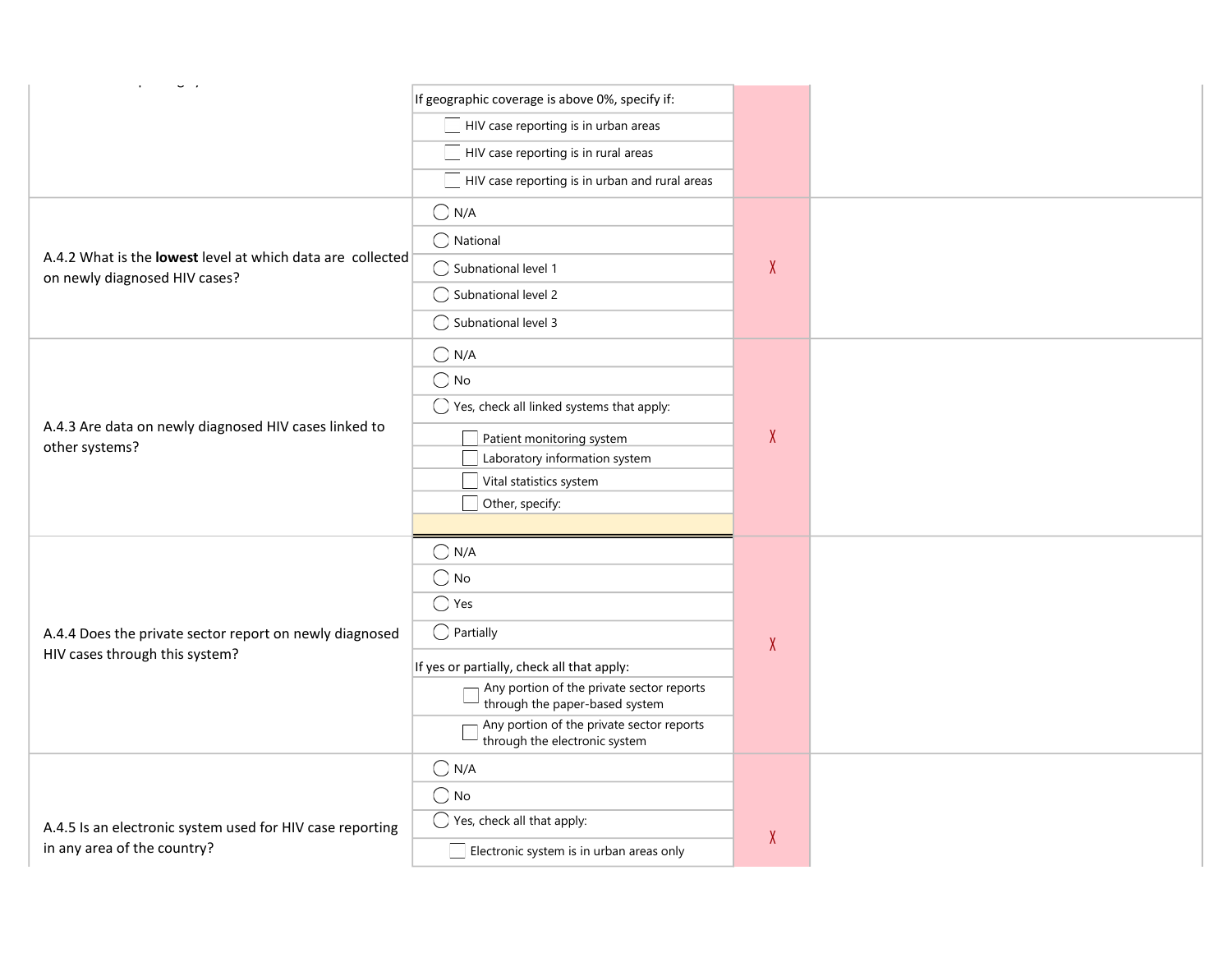| Question | Response options | | Comments |
|---|---|---|---|
| | If geographic coverage is above 0%, specify if: | | |
| | ☐ HIV case reporting is in urban areas | | |
| | ☐ HIV case reporting is in rural areas | | |
| | ☐ HIV case reporting is in urban and rural areas | | |
| A.4.2 What is the **lowest** level at which data are collected on newly diagnosed HIV cases? | ◯ N/A | X | |
| | ◯ National | | |
| | ◯ Subnational level 1 | | |
| | ◯ Subnational level 2 | | |
| | ◯ Subnational level 3 | | |
| A.4.3 Are data on newly diagnosed HIV cases linked to other systems? | ◯ N/A | X | |
| | ◯ No | | |
| | ◯ Yes, check all linked systems that apply: | | |
| | ☐ Patient monitoring system | | |
| | ☐ Laboratory information system | | |
| | ☐ Vital statistics system | | |
| | ☐ Other, specify: | | |
| | | | |
| A.4.4 Does the private sector report on newly diagnosed HIV cases through this system? | ◯ N/A | X | |
| | ◯ No | | |
| | ◯ Yes | | |
| | ◯ Partially | | |
| | If yes or partially, check all that apply: | | |
| | ☐ Any portion of the private sector reports through the paper-based system | | |
| | ☐ Any portion of the private sector reports through the electronic system | | |
| A.4.5 Is an electronic system used for HIV case reporting in any area of the country? | ◯ N/A | X | |
| | ◯ No | | |
| | ◯ Yes, check all that apply: | | |
| | ☐ Electronic system is in urban areas only | | |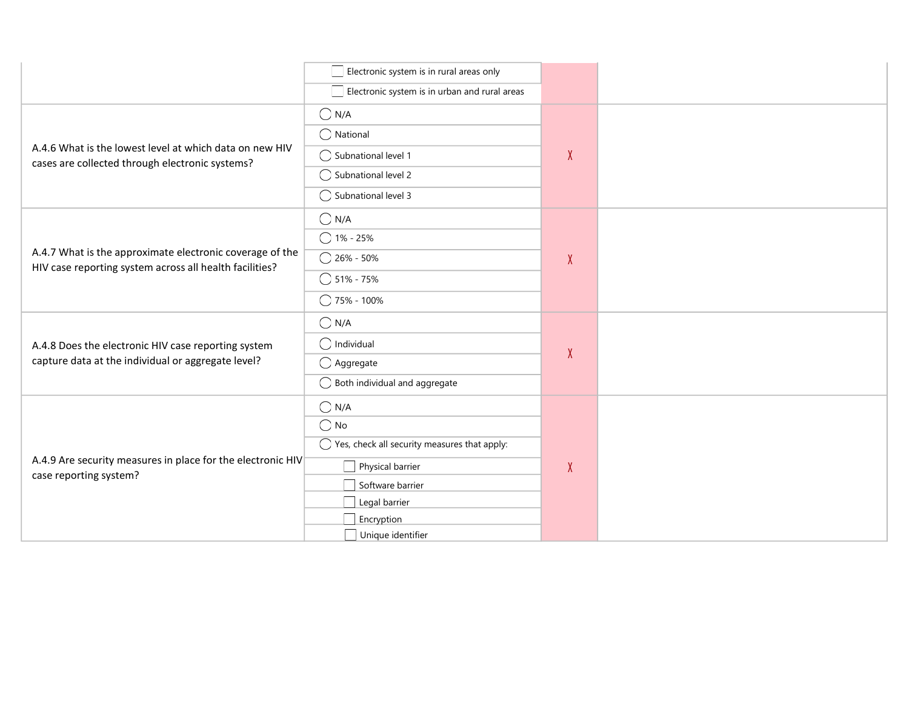| | | | |
|---|---|---|---|
| | ☐ Electronic system is in rural areas only<br>☐ Electronic system is in urban and rural areas | | |
| A.4.6 What is the lowest level at which data on new HIV cases are collected through electronic systems? | ◯ N/A<br>◯ National<br>◯ Subnational level 1<br>◯ Subnational level 2<br>◯ Subnational level 3 | X | |
| A.4.7 What is the approximate electronic coverage of the HIV case reporting system across all health facilities? | ◯ N/A<br>◯ 1% - 25%<br>◯ 26% - 50%<br>◯ 51% - 75%<br>◯ 75% - 100% | X | |
| A.4.8 Does the electronic HIV case reporting system capture data at the individual or aggregate level? | ◯ N/A<br>◯ Individual<br>◯ Aggregate<br>◯ Both individual and aggregate | X | |
| A.4.9 Are security measures in place for the electronic HIV case reporting system? | ◯ N/A<br>◯ No<br>◯ Yes, check all security measures that apply:<br>☐ Physical barrier<br>☐ Software barrier<br>☐ Legal barrier<br>☐ Encryption<br>☐ Unique identifier | X | |